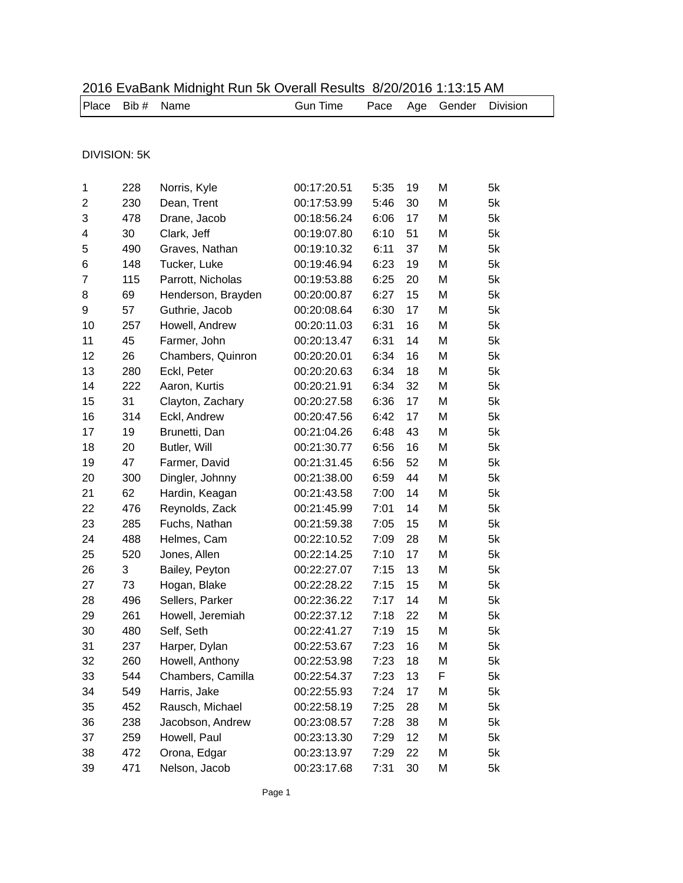# 2016 EvaBank Midnight Run 5k Overall Results 8/20/2016 1:13:15 AM

DIVISION: 5K

| Place | Bib # | Name | Gun Time | Pace | Age | Gender | Division |
|---|---|---|---|---|---|---|---|
| 1 | 228 | Norris, Kyle | 00:17:20.51 | 5:35 | 19 | M | 5k |
| 2 | 230 | Dean, Trent | 00:17:53.99 | 5:46 | 30 | M | 5k |
| 3 | 478 | Drane, Jacob | 00:18:56.24 | 6:06 | 17 | M | 5k |
| 4 | 30 | Clark, Jeff | 00:19:07.80 | 6:10 | 51 | M | 5k |
| 5 | 490 | Graves, Nathan | 00:19:10.32 | 6:11 | 37 | M | 5k |
| 6 | 148 | Tucker, Luke | 00:19:46.94 | 6:23 | 19 | M | 5k |
| 7 | 115 | Parrott, Nicholas | 00:19:53.88 | 6:25 | 20 | M | 5k |
| 8 | 69 | Henderson, Brayden | 00:20:00.87 | 6:27 | 15 | M | 5k |
| 9 | 57 | Guthrie, Jacob | 00:20:08.64 | 6:30 | 17 | M | 5k |
| 10 | 257 | Howell, Andrew | 00:20:11.03 | 6:31 | 16 | M | 5k |
| 11 | 45 | Farmer, John | 00:20:13.47 | 6:31 | 14 | M | 5k |
| 12 | 26 | Chambers, Quinron | 00:20:20.01 | 6:34 | 16 | M | 5k |
| 13 | 280 | Eckl, Peter | 00:20:20.63 | 6:34 | 18 | M | 5k |
| 14 | 222 | Aaron, Kurtis | 00:20:21.91 | 6:34 | 32 | M | 5k |
| 15 | 31 | Clayton, Zachary | 00:20:27.58 | 6:36 | 17 | M | 5k |
| 16 | 314 | Eckl, Andrew | 00:20:47.56 | 6:42 | 17 | M | 5k |
| 17 | 19 | Brunetti, Dan | 00:21:04.26 | 6:48 | 43 | M | 5k |
| 18 | 20 | Butler, Will | 00:21:30.77 | 6:56 | 16 | M | 5k |
| 19 | 47 | Farmer, David | 00:21:31.45 | 6:56 | 52 | M | 5k |
| 20 | 300 | Dingler, Johnny | 00:21:38.00 | 6:59 | 44 | M | 5k |
| 21 | 62 | Hardin, Keagan | 00:21:43.58 | 7:00 | 14 | M | 5k |
| 22 | 476 | Reynolds, Zack | 00:21:45.99 | 7:01 | 14 | M | 5k |
| 23 | 285 | Fuchs, Nathan | 00:21:59.38 | 7:05 | 15 | M | 5k |
| 24 | 488 | Helmes, Cam | 00:22:10.52 | 7:09 | 28 | M | 5k |
| 25 | 520 | Jones, Allen | 00:22:14.25 | 7:10 | 17 | M | 5k |
| 26 | 3 | Bailey, Peyton | 00:22:27.07 | 7:15 | 13 | M | 5k |
| 27 | 73 | Hogan, Blake | 00:22:28.22 | 7:15 | 15 | M | 5k |
| 28 | 496 | Sellers, Parker | 00:22:36.22 | 7:17 | 14 | M | 5k |
| 29 | 261 | Howell, Jeremiah | 00:22:37.12 | 7:18 | 22 | M | 5k |
| 30 | 480 | Self, Seth | 00:22:41.27 | 7:19 | 15 | M | 5k |
| 31 | 237 | Harper, Dylan | 00:22:53.67 | 7:23 | 16 | M | 5k |
| 32 | 260 | Howell, Anthony | 00:22:53.98 | 7:23 | 18 | M | 5k |
| 33 | 544 | Chambers, Camilla | 00:22:54.37 | 7:23 | 13 | F | 5k |
| 34 | 549 | Harris, Jake | 00:22:55.93 | 7:24 | 17 | M | 5k |
| 35 | 452 | Rausch, Michael | 00:22:58.19 | 7:25 | 28 | M | 5k |
| 36 | 238 | Jacobson, Andrew | 00:23:08.57 | 7:28 | 38 | M | 5k |
| 37 | 259 | Howell, Paul | 00:23:13.30 | 7:29 | 12 | M | 5k |
| 38 | 472 | Orona, Edgar | 00:23:13.97 | 7:29 | 22 | M | 5k |
| 39 | 471 | Nelson, Jacob | 00:23:17.68 | 7:31 | 30 | M | 5k |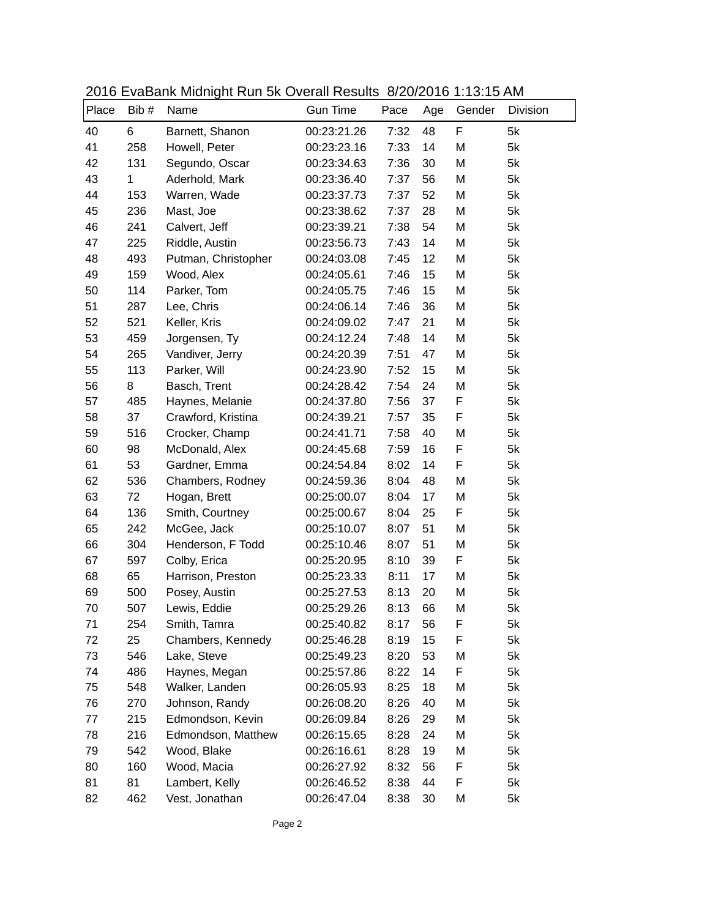2016 EvaBank Midnight Run 5k Overall Results 8/20/2016 1:13:15 AM

| Place | Bib # | Name | Gun Time | Pace | Age | Gender | Division |
|---|---|---|---|---|---|---|---|
| 40 | 6 | Barnett, Shanon | 00:23:21.26 | 7:32 | 48 | F | 5k |
| 41 | 258 | Howell, Peter | 00:23:23.16 | 7:33 | 14 | M | 5k |
| 42 | 131 | Segundo, Oscar | 00:23:34.63 | 7:36 | 30 | M | 5k |
| 43 | 1 | Aderhold, Mark | 00:23:36.40 | 7:37 | 56 | M | 5k |
| 44 | 153 | Warren, Wade | 00:23:37.73 | 7:37 | 52 | M | 5k |
| 45 | 236 | Mast, Joe | 00:23:38.62 | 7:37 | 28 | M | 5k |
| 46 | 241 | Calvert, Jeff | 00:23:39.21 | 7:38 | 54 | M | 5k |
| 47 | 225 | Riddle, Austin | 00:23:56.73 | 7:43 | 14 | M | 5k |
| 48 | 493 | Putman, Christopher | 00:24:03.08 | 7:45 | 12 | M | 5k |
| 49 | 159 | Wood, Alex | 00:24:05.61 | 7:46 | 15 | M | 5k |
| 50 | 114 | Parker, Tom | 00:24:05.75 | 7:46 | 15 | M | 5k |
| 51 | 287 | Lee, Chris | 00:24:06.14 | 7:46 | 36 | M | 5k |
| 52 | 521 | Keller, Kris | 00:24:09.02 | 7:47 | 21 | M | 5k |
| 53 | 459 | Jorgensen, Ty | 00:24:12.24 | 7:48 | 14 | M | 5k |
| 54 | 265 | Vandiver, Jerry | 00:24:20.39 | 7:51 | 47 | M | 5k |
| 55 | 113 | Parker, Will | 00:24:23.90 | 7:52 | 15 | M | 5k |
| 56 | 8 | Basch, Trent | 00:24:28.42 | 7:54 | 24 | M | 5k |
| 57 | 485 | Haynes, Melanie | 00:24:37.80 | 7:56 | 37 | F | 5k |
| 58 | 37 | Crawford, Kristina | 00:24:39.21 | 7:57 | 35 | F | 5k |
| 59 | 516 | Crocker, Champ | 00:24:41.71 | 7:58 | 40 | M | 5k |
| 60 | 98 | McDonald, Alex | 00:24:45.68 | 7:59 | 16 | F | 5k |
| 61 | 53 | Gardner, Emma | 00:24:54.84 | 8:02 | 14 | F | 5k |
| 62 | 536 | Chambers, Rodney | 00:24:59.36 | 8:04 | 48 | M | 5k |
| 63 | 72 | Hogan, Brett | 00:25:00.07 | 8:04 | 17 | M | 5k |
| 64 | 136 | Smith, Courtney | 00:25:00.67 | 8:04 | 25 | F | 5k |
| 65 | 242 | McGee, Jack | 00:25:10.07 | 8:07 | 51 | M | 5k |
| 66 | 304 | Henderson, F Todd | 00:25:10.46 | 8:07 | 51 | M | 5k |
| 67 | 597 | Colby, Erica | 00:25:20.95 | 8:10 | 39 | F | 5k |
| 68 | 65 | Harrison, Preston | 00:25:23.33 | 8:11 | 17 | M | 5k |
| 69 | 500 | Posey, Austin | 00:25:27.53 | 8:13 | 20 | M | 5k |
| 70 | 507 | Lewis, Eddie | 00:25:29.26 | 8:13 | 66 | M | 5k |
| 71 | 254 | Smith, Tamra | 00:25:40.82 | 8:17 | 56 | F | 5k |
| 72 | 25 | Chambers, Kennedy | 00:25:46.28 | 8:19 | 15 | F | 5k |
| 73 | 546 | Lake, Steve | 00:25:49.23 | 8:20 | 53 | M | 5k |
| 74 | 486 | Haynes, Megan | 00:25:57.86 | 8:22 | 14 | F | 5k |
| 75 | 548 | Walker, Landen | 00:26:05.93 | 8:25 | 18 | M | 5k |
| 76 | 270 | Johnson, Randy | 00:26:08.20 | 8:26 | 40 | M | 5k |
| 77 | 215 | Edmondson, Kevin | 00:26:09.84 | 8:26 | 29 | M | 5k |
| 78 | 216 | Edmondson, Matthew | 00:26:15.65 | 8:28 | 24 | M | 5k |
| 79 | 542 | Wood, Blake | 00:26:16.61 | 8:28 | 19 | M | 5k |
| 80 | 160 | Wood, Macia | 00:26:27.92 | 8:32 | 56 | F | 5k |
| 81 | 81 | Lambert, Kelly | 00:26:46.52 | 8:38 | 44 | F | 5k |
| 82 | 462 | Vest, Jonathan | 00:26:47.04 | 8:38 | 30 | M | 5k |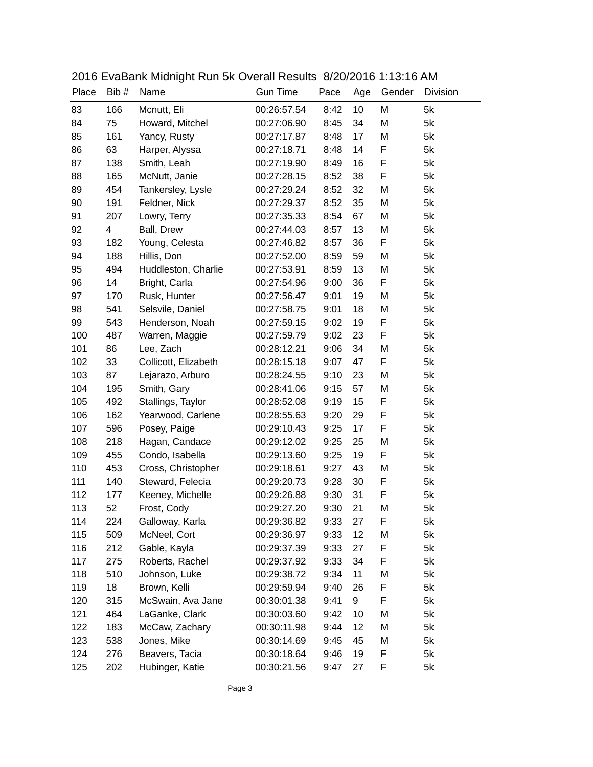2016 EvaBank Midnight Run 5k Overall Results 8/20/2016 1:13:16 AM

| Place | Bib # | Name | Gun Time | Pace | Age | Gender | Division |
|---|---|---|---|---|---|---|---|
| 83 | 166 | Mcnutt, Eli | 00:26:57.54 | 8:42 | 10 | M | 5k |
| 84 | 75 | Howard, Mitchel | 00:27:06.90 | 8:45 | 34 | M | 5k |
| 85 | 161 | Yancy, Rusty | 00:27:17.87 | 8:48 | 17 | M | 5k |
| 86 | 63 | Harper, Alyssa | 00:27:18.71 | 8:48 | 14 | F | 5k |
| 87 | 138 | Smith, Leah | 00:27:19.90 | 8:49 | 16 | F | 5k |
| 88 | 165 | McNutt, Janie | 00:27:28.15 | 8:52 | 38 | F | 5k |
| 89 | 454 | Tankersley, Lysle | 00:27:29.24 | 8:52 | 32 | M | 5k |
| 90 | 191 | Feldner, Nick | 00:27:29.37 | 8:52 | 35 | M | 5k |
| 91 | 207 | Lowry, Terry | 00:27:35.33 | 8:54 | 67 | M | 5k |
| 92 | 4 | Ball, Drew | 00:27:44.03 | 8:57 | 13 | M | 5k |
| 93 | 182 | Young, Celesta | 00:27:46.82 | 8:57 | 36 | F | 5k |
| 94 | 188 | Hillis, Don | 00:27:52.00 | 8:59 | 59 | M | 5k |
| 95 | 494 | Huddleston, Charlie | 00:27:53.91 | 8:59 | 13 | M | 5k |
| 96 | 14 | Bright, Carla | 00:27:54.96 | 9:00 | 36 | F | 5k |
| 97 | 170 | Rusk, Hunter | 00:27:56.47 | 9:01 | 19 | M | 5k |
| 98 | 541 | Selsvile, Daniel | 00:27:58.75 | 9:01 | 18 | M | 5k |
| 99 | 543 | Henderson, Noah | 00:27:59.15 | 9:02 | 19 | F | 5k |
| 100 | 487 | Warren, Maggie | 00:27:59.79 | 9:02 | 23 | F | 5k |
| 101 | 86 | Lee, Zach | 00:28:12.21 | 9:06 | 34 | M | 5k |
| 102 | 33 | Collicott, Elizabeth | 00:28:15.18 | 9:07 | 47 | F | 5k |
| 103 | 87 | Lejarazo, Arburo | 00:28:24.55 | 9:10 | 23 | M | 5k |
| 104 | 195 | Smith, Gary | 00:28:41.06 | 9:15 | 57 | M | 5k |
| 105 | 492 | Stallings, Taylor | 00:28:52.08 | 9:19 | 15 | F | 5k |
| 106 | 162 | Yearwood, Carlene | 00:28:55.63 | 9:20 | 29 | F | 5k |
| 107 | 596 | Posey, Paige | 00:29:10.43 | 9:25 | 17 | F | 5k |
| 108 | 218 | Hagan, Candace | 00:29:12.02 | 9:25 | 25 | M | 5k |
| 109 | 455 | Condo, Isabella | 00:29:13.60 | 9:25 | 19 | F | 5k |
| 110 | 453 | Cross, Christopher | 00:29:18.61 | 9:27 | 43 | M | 5k |
| 111 | 140 | Steward, Felecia | 00:29:20.73 | 9:28 | 30 | F | 5k |
| 112 | 177 | Keeney, Michelle | 00:29:26.88 | 9:30 | 31 | F | 5k |
| 113 | 52 | Frost, Cody | 00:29:27.20 | 9:30 | 21 | M | 5k |
| 114 | 224 | Galloway, Karla | 00:29:36.82 | 9:33 | 27 | F | 5k |
| 115 | 509 | McNeel, Cort | 00:29:36.97 | 9:33 | 12 | M | 5k |
| 116 | 212 | Gable, Kayla | 00:29:37.39 | 9:33 | 27 | F | 5k |
| 117 | 275 | Roberts, Rachel | 00:29:37.92 | 9:33 | 34 | F | 5k |
| 118 | 510 | Johnson, Luke | 00:29:38.72 | 9:34 | 11 | M | 5k |
| 119 | 18 | Brown, Kelli | 00:29:59.94 | 9:40 | 26 | F | 5k |
| 120 | 315 | McSwain, Ava Jane | 00:30:01.38 | 9:41 | 9 | F | 5k |
| 121 | 464 | LaGanke, Clark | 00:30:03.60 | 9:42 | 10 | M | 5k |
| 122 | 183 | McCaw, Zachary | 00:30:11.98 | 9:44 | 12 | M | 5k |
| 123 | 538 | Jones, Mike | 00:30:14.69 | 9:45 | 45 | M | 5k |
| 124 | 276 | Beavers, Tacia | 00:30:18.64 | 9:46 | 19 | F | 5k |
| 125 | 202 | Hubinger, Katie | 00:30:21.56 | 9:47 | 27 | F | 5k |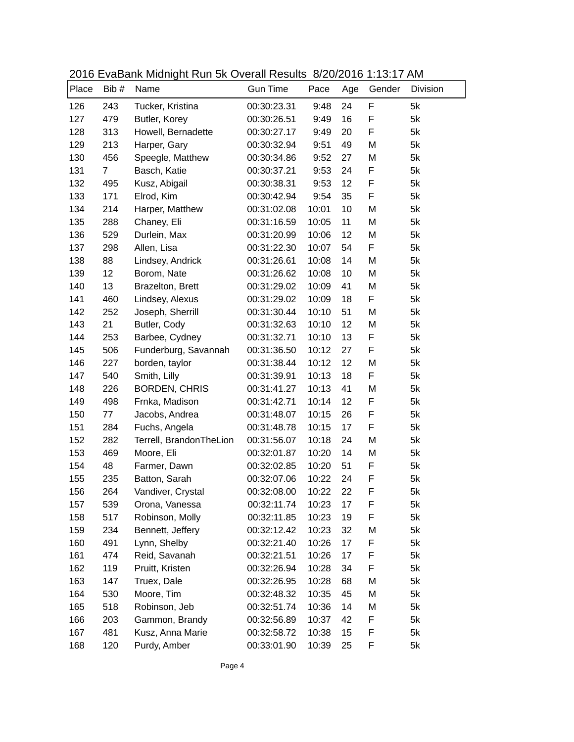2016 EvaBank Midnight Run 5k Overall Results 8/20/2016 1:13:17 AM

| Place | Bib # | Name | Gun Time | Pace | Age | Gender | Division |
|---|---|---|---|---|---|---|---|
| 126 | 243 | Tucker, Kristina | 00:30:23.31 | 9:48 | 24 | F | 5k |
| 127 | 479 | Butler, Korey | 00:30:26.51 | 9:49 | 16 | F | 5k |
| 128 | 313 | Howell, Bernadette | 00:30:27.17 | 9:49 | 20 | F | 5k |
| 129 | 213 | Harper, Gary | 00:30:32.94 | 9:51 | 49 | M | 5k |
| 130 | 456 | Speegle, Matthew | 00:30:34.86 | 9:52 | 27 | M | 5k |
| 131 | 7 | Basch, Katie | 00:30:37.21 | 9:53 | 24 | F | 5k |
| 132 | 495 | Kusz, Abigail | 00:30:38.31 | 9:53 | 12 | F | 5k |
| 133 | 171 | Elrod, Kim | 00:30:42.94 | 9:54 | 35 | F | 5k |
| 134 | 214 | Harper, Matthew | 00:31:02.08 | 10:01 | 10 | M | 5k |
| 135 | 288 | Chaney, Eli | 00:31:16.59 | 10:05 | 11 | M | 5k |
| 136 | 529 | Durlein, Max | 00:31:20.99 | 10:06 | 12 | M | 5k |
| 137 | 298 | Allen, Lisa | 00:31:22.30 | 10:07 | 54 | F | 5k |
| 138 | 88 | Lindsey, Andrick | 00:31:26.61 | 10:08 | 14 | M | 5k |
| 139 | 12 | Borom, Nate | 00:31:26.62 | 10:08 | 10 | M | 5k |
| 140 | 13 | Brazelton, Brett | 00:31:29.02 | 10:09 | 41 | M | 5k |
| 141 | 460 | Lindsey, Alexus | 00:31:29.02 | 10:09 | 18 | F | 5k |
| 142 | 252 | Joseph, Sherrill | 00:31:30.44 | 10:10 | 51 | M | 5k |
| 143 | 21 | Butler, Cody | 00:31:32.63 | 10:10 | 12 | M | 5k |
| 144 | 253 | Barbee, Cydney | 00:31:32.71 | 10:10 | 13 | F | 5k |
| 145 | 506 | Funderburg, Savannah | 00:31:36.50 | 10:12 | 27 | F | 5k |
| 146 | 227 | borden, taylor | 00:31:38.44 | 10:12 | 12 | M | 5k |
| 147 | 540 | Smith, Lilly | 00:31:39.91 | 10:13 | 18 | F | 5k |
| 148 | 226 | BORDEN, CHRIS | 00:31:41.27 | 10:13 | 41 | M | 5k |
| 149 | 498 | Frnka, Madison | 00:31:42.71 | 10:14 | 12 | F | 5k |
| 150 | 77 | Jacobs, Andrea | 00:31:48.07 | 10:15 | 26 | F | 5k |
| 151 | 284 | Fuchs, Angela | 00:31:48.78 | 10:15 | 17 | F | 5k |
| 152 | 282 | Terrell, BrandonTheLion | 00:31:56.07 | 10:18 | 24 | M | 5k |
| 153 | 469 | Moore, Eli | 00:32:01.87 | 10:20 | 14 | M | 5k |
| 154 | 48 | Farmer, Dawn | 00:32:02.85 | 10:20 | 51 | F | 5k |
| 155 | 235 | Batton, Sarah | 00:32:07.06 | 10:22 | 24 | F | 5k |
| 156 | 264 | Vandiver, Crystal | 00:32:08.00 | 10:22 | 22 | F | 5k |
| 157 | 539 | Orona, Vanessa | 00:32:11.74 | 10:23 | 17 | F | 5k |
| 158 | 517 | Robinson, Molly | 00:32:11.85 | 10:23 | 19 | F | 5k |
| 159 | 234 | Bennett, Jeffery | 00:32:12.42 | 10:23 | 32 | M | 5k |
| 160 | 491 | Lynn, Shelby | 00:32:21.40 | 10:26 | 17 | F | 5k |
| 161 | 474 | Reid, Savanah | 00:32:21.51 | 10:26 | 17 | F | 5k |
| 162 | 119 | Pruitt, Kristen | 00:32:26.94 | 10:28 | 34 | F | 5k |
| 163 | 147 | Truex, Dale | 00:32:26.95 | 10:28 | 68 | M | 5k |
| 164 | 530 | Moore, Tim | 00:32:48.32 | 10:35 | 45 | M | 5k |
| 165 | 518 | Robinson, Jeb | 00:32:51.74 | 10:36 | 14 | M | 5k |
| 166 | 203 | Gammon, Brandy | 00:32:56.89 | 10:37 | 42 | F | 5k |
| 167 | 481 | Kusz, Anna Marie | 00:32:58.72 | 10:38 | 15 | F | 5k |
| 168 | 120 | Purdy, Amber | 00:33:01.90 | 10:39 | 25 | F | 5k |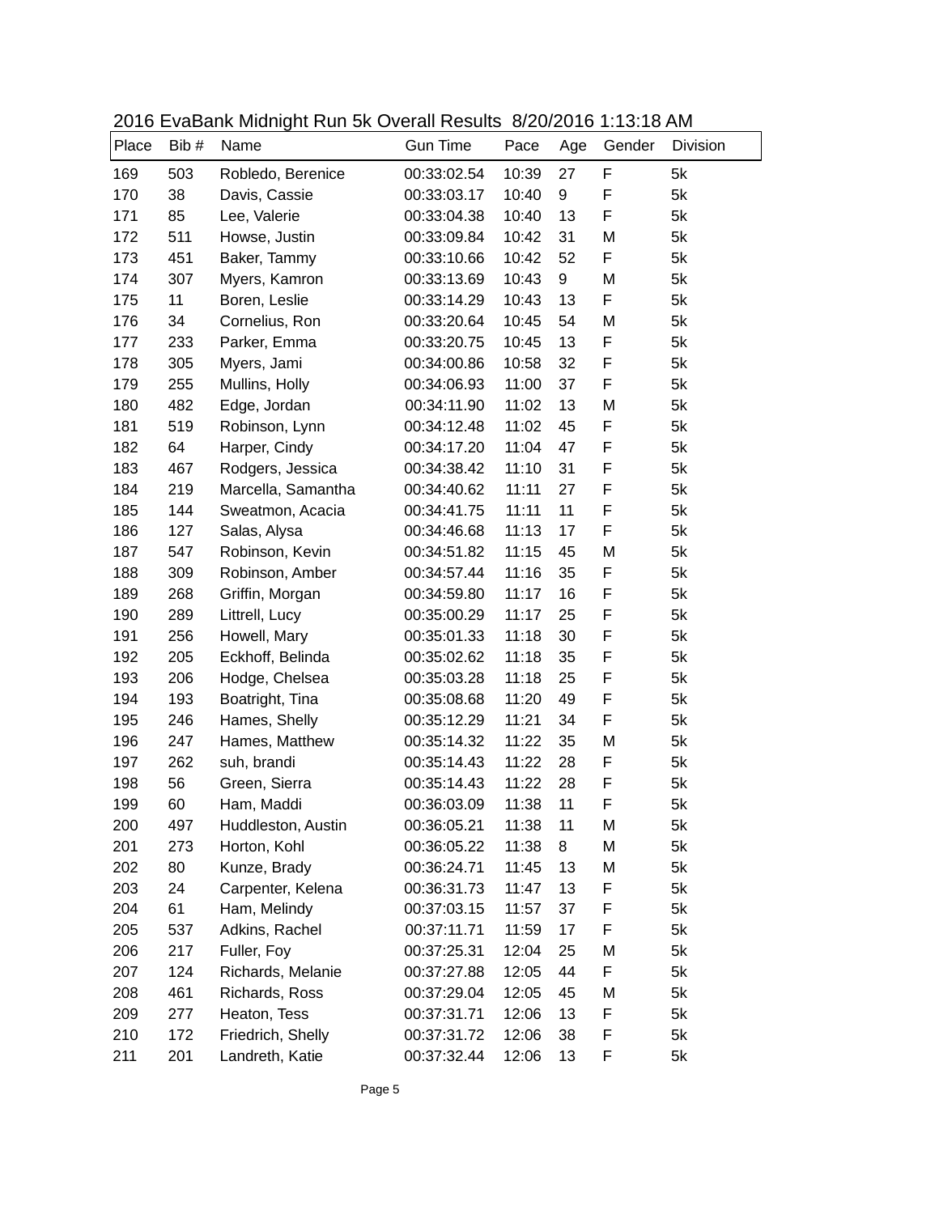2016 EvaBank Midnight Run 5k Overall Results  8/20/2016 1:13:18 AM

| Place | Bib # | Name | Gun Time | Pace | Age | Gender | Division |
|---|---|---|---|---|---|---|---|
| 169 | 503 | Robledo, Berenice | 00:33:02.54 | 10:39 | 27 | F | 5k |
| 170 | 38 | Davis, Cassie | 00:33:03.17 | 10:40 | 9 | F | 5k |
| 171 | 85 | Lee, Valerie | 00:33:04.38 | 10:40 | 13 | F | 5k |
| 172 | 511 | Howse, Justin | 00:33:09.84 | 10:42 | 31 | M | 5k |
| 173 | 451 | Baker, Tammy | 00:33:10.66 | 10:42 | 52 | F | 5k |
| 174 | 307 | Myers, Kamron | 00:33:13.69 | 10:43 | 9 | M | 5k |
| 175 | 11 | Boren, Leslie | 00:33:14.29 | 10:43 | 13 | F | 5k |
| 176 | 34 | Cornelius, Ron | 00:33:20.64 | 10:45 | 54 | M | 5k |
| 177 | 233 | Parker, Emma | 00:33:20.75 | 10:45 | 13 | F | 5k |
| 178 | 305 | Myers, Jami | 00:34:00.86 | 10:58 | 32 | F | 5k |
| 179 | 255 | Mullins, Holly | 00:34:06.93 | 11:00 | 37 | F | 5k |
| 180 | 482 | Edge, Jordan | 00:34:11.90 | 11:02 | 13 | M | 5k |
| 181 | 519 | Robinson, Lynn | 00:34:12.48 | 11:02 | 45 | F | 5k |
| 182 | 64 | Harper, Cindy | 00:34:17.20 | 11:04 | 47 | F | 5k |
| 183 | 467 | Rodgers, Jessica | 00:34:38.42 | 11:10 | 31 | F | 5k |
| 184 | 219 | Marcella, Samantha | 00:34:40.62 | 11:11 | 27 | F | 5k |
| 185 | 144 | Sweatmon, Acacia | 00:34:41.75 | 11:11 | 11 | F | 5k |
| 186 | 127 | Salas, Alysa | 00:34:46.68 | 11:13 | 17 | F | 5k |
| 187 | 547 | Robinson, Kevin | 00:34:51.82 | 11:15 | 45 | M | 5k |
| 188 | 309 | Robinson, Amber | 00:34:57.44 | 11:16 | 35 | F | 5k |
| 189 | 268 | Griffin, Morgan | 00:34:59.80 | 11:17 | 16 | F | 5k |
| 190 | 289 | Littrell, Lucy | 00:35:00.29 | 11:17 | 25 | F | 5k |
| 191 | 256 | Howell, Mary | 00:35:01.33 | 11:18 | 30 | F | 5k |
| 192 | 205 | Eckhoff, Belinda | 00:35:02.62 | 11:18 | 35 | F | 5k |
| 193 | 206 | Hodge, Chelsea | 00:35:03.28 | 11:18 | 25 | F | 5k |
| 194 | 193 | Boatright, Tina | 00:35:08.68 | 11:20 | 49 | F | 5k |
| 195 | 246 | Hames, Shelly | 00:35:12.29 | 11:21 | 34 | F | 5k |
| 196 | 247 | Hames, Matthew | 00:35:14.32 | 11:22 | 35 | M | 5k |
| 197 | 262 | suh, brandi | 00:35:14.43 | 11:22 | 28 | F | 5k |
| 198 | 56 | Green, Sierra | 00:35:14.43 | 11:22 | 28 | F | 5k |
| 199 | 60 | Ham, Maddi | 00:36:03.09 | 11:38 | 11 | F | 5k |
| 200 | 497 | Huddleston, Austin | 00:36:05.21 | 11:38 | 11 | M | 5k |
| 201 | 273 | Horton, Kohl | 00:36:05.22 | 11:38 | 8 | M | 5k |
| 202 | 80 | Kunze, Brady | 00:36:24.71 | 11:45 | 13 | M | 5k |
| 203 | 24 | Carpenter, Kelena | 00:36:31.73 | 11:47 | 13 | F | 5k |
| 204 | 61 | Ham, Melindy | 00:37:03.15 | 11:57 | 37 | F | 5k |
| 205 | 537 | Adkins, Rachel | 00:37:11.71 | 11:59 | 17 | F | 5k |
| 206 | 217 | Fuller, Foy | 00:37:25.31 | 12:04 | 25 | M | 5k |
| 207 | 124 | Richards, Melanie | 00:37:27.88 | 12:05 | 44 | F | 5k |
| 208 | 461 | Richards, Ross | 00:37:29.04 | 12:05 | 45 | M | 5k |
| 209 | 277 | Heaton, Tess | 00:37:31.71 | 12:06 | 13 | F | 5k |
| 210 | 172 | Friedrich, Shelly | 00:37:31.72 | 12:06 | 38 | F | 5k |
| 211 | 201 | Landreth, Katie | 00:37:32.44 | 12:06 | 13 | F | 5k |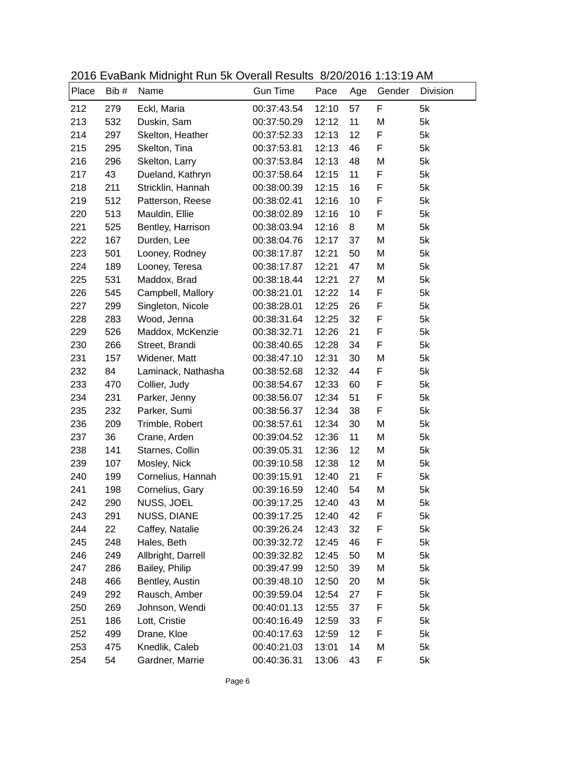2016 EvaBank Midnight Run 5k Overall Results 8/20/2016 1:13:19 AM

| Place | Bib # | Name | Gun Time | Pace | Age | Gender | Division |
|---|---|---|---|---|---|---|---|
| 212 | 279 | Eckl, Maria | 00:37:43.54 | 12:10 | 57 | F | 5k |
| 213 | 532 | Duskin, Sam | 00:37:50.29 | 12:12 | 11 | M | 5k |
| 214 | 297 | Skelton, Heather | 00:37:52.33 | 12:13 | 12 | F | 5k |
| 215 | 295 | Skelton, Tina | 00:37:53.81 | 12:13 | 46 | F | 5k |
| 216 | 296 | Skelton, Larry | 00:37:53.84 | 12:13 | 48 | M | 5k |
| 217 | 43 | Dueland, Kathryn | 00:37:58.64 | 12:15 | 11 | F | 5k |
| 218 | 211 | Stricklin, Hannah | 00:38:00.39 | 12:15 | 16 | F | 5k |
| 219 | 512 | Patterson, Reese | 00:38:02.41 | 12:16 | 10 | F | 5k |
| 220 | 513 | Mauldin, Ellie | 00:38:02.89 | 12:16 | 10 | F | 5k |
| 221 | 525 | Bentley, Harrison | 00:38:03.94 | 12:16 | 8 | M | 5k |
| 222 | 167 | Durden, Lee | 00:38:04.76 | 12:17 | 37 | M | 5k |
| 223 | 501 | Looney, Rodney | 00:38:17.87 | 12:21 | 50 | M | 5k |
| 224 | 189 | Looney, Teresa | 00:38:17.87 | 12:21 | 47 | M | 5k |
| 225 | 531 | Maddox, Brad | 00:38:18.44 | 12:21 | 27 | M | 5k |
| 226 | 545 | Campbell, Mallory | 00:38:21.01 | 12:22 | 14 | F | 5k |
| 227 | 299 | Singleton, Nicole | 00:38:28.01 | 12:25 | 26 | F | 5k |
| 228 | 283 | Wood, Jenna | 00:38:31.64 | 12:25 | 32 | F | 5k |
| 229 | 526 | Maddox, McKenzie | 00:38:32.71 | 12:26 | 21 | F | 5k |
| 230 | 266 | Street, Brandi | 00:38:40.65 | 12:28 | 34 | F | 5k |
| 231 | 157 | Widener, Matt | 00:38:47.10 | 12:31 | 30 | M | 5k |
| 232 | 84 | Laminack, Nathasha | 00:38:52.68 | 12:32 | 44 | F | 5k |
| 233 | 470 | Collier, Judy | 00:38:54.67 | 12:33 | 60 | F | 5k |
| 234 | 231 | Parker, Jenny | 00:38:56.07 | 12:34 | 51 | F | 5k |
| 235 | 232 | Parker, Sumi | 00:38:56.37 | 12:34 | 38 | F | 5k |
| 236 | 209 | Trimble, Robert | 00:38:57.61 | 12:34 | 30 | M | 5k |
| 237 | 36 | Crane, Arden | 00:39:04.52 | 12:36 | 11 | M | 5k |
| 238 | 141 | Starnes, Collin | 00:39:05.31 | 12:36 | 12 | M | 5k |
| 239 | 107 | Mosley, Nick | 00:39:10.58 | 12:38 | 12 | M | 5k |
| 240 | 199 | Cornelius, Hannah | 00:39:15.91 | 12:40 | 21 | F | 5k |
| 241 | 198 | Cornelius, Gary | 00:39:16.59 | 12:40 | 54 | M | 5k |
| 242 | 290 | NUSS, JOEL | 00:39:17.25 | 12:40 | 43 | M | 5k |
| 243 | 291 | NUSS, DIANE | 00:39:17.25 | 12:40 | 42 | F | 5k |
| 244 | 22 | Caffey, Natalie | 00:39:26.24 | 12:43 | 32 | F | 5k |
| 245 | 248 | Hales, Beth | 00:39:32.72 | 12:45 | 46 | F | 5k |
| 246 | 249 | Allbright, Darrell | 00:39:32.82 | 12:45 | 50 | M | 5k |
| 247 | 286 | Bailey, Philip | 00:39:47.99 | 12:50 | 39 | M | 5k |
| 248 | 466 | Bentley, Austin | 00:39:48.10 | 12:50 | 20 | M | 5k |
| 249 | 292 | Rausch, Amber | 00:39:59.04 | 12:54 | 27 | F | 5k |
| 250 | 269 | Johnson, Wendi | 00:40:01.13 | 12:55 | 37 | F | 5k |
| 251 | 186 | Lott, Cristie | 00:40:16.49 | 12:59 | 33 | F | 5k |
| 252 | 499 | Drane, Kloe | 00:40:17.63 | 12:59 | 12 | F | 5k |
| 253 | 475 | Knedlik, Caleb | 00:40:21.03 | 13:01 | 14 | M | 5k |
| 254 | 54 | Gardner, Marrie | 00:40:36.31 | 13:06 | 43 | F | 5k |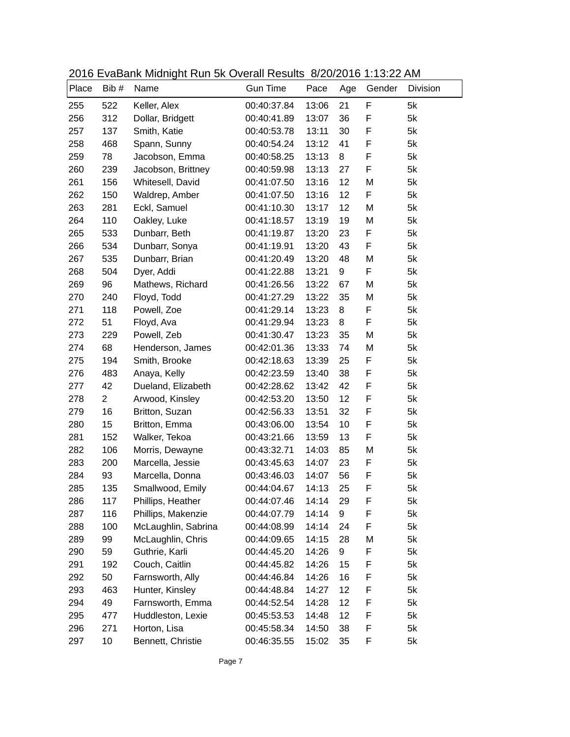2016 EvaBank Midnight Run 5k Overall Results 8/20/2016 1:13:22 AM

| Place | Bib # | Name | Gun Time | Pace | Age | Gender | Division |
|---|---|---|---|---|---|---|---|
| 255 | 522 | Keller, Alex | 00:40:37.84 | 13:06 | 21 | F | 5k |
| 256 | 312 | Dollar, Bridgett | 00:40:41.89 | 13:07 | 36 | F | 5k |
| 257 | 137 | Smith, Katie | 00:40:53.78 | 13:11 | 30 | F | 5k |
| 258 | 468 | Spann, Sunny | 00:40:54.24 | 13:12 | 41 | F | 5k |
| 259 | 78 | Jacobson, Emma | 00:40:58.25 | 13:13 | 8 | F | 5k |
| 260 | 239 | Jacobson, Brittney | 00:40:59.98 | 13:13 | 27 | F | 5k |
| 261 | 156 | Whitesell, David | 00:41:07.50 | 13:16 | 12 | M | 5k |
| 262 | 150 | Waldrep, Amber | 00:41:07.50 | 13:16 | 12 | F | 5k |
| 263 | 281 | Eckl, Samuel | 00:41:10.30 | 13:17 | 12 | M | 5k |
| 264 | 110 | Oakley, Luke | 00:41:18.57 | 13:19 | 19 | M | 5k |
| 265 | 533 | Dunbarr, Beth | 00:41:19.87 | 13:20 | 23 | F | 5k |
| 266 | 534 | Dunbarr, Sonya | 00:41:19.91 | 13:20 | 43 | F | 5k |
| 267 | 535 | Dunbarr, Brian | 00:41:20.49 | 13:20 | 48 | M | 5k |
| 268 | 504 | Dyer, Addi | 00:41:22.88 | 13:21 | 9 | F | 5k |
| 269 | 96 | Mathews, Richard | 00:41:26.56 | 13:22 | 67 | M | 5k |
| 270 | 240 | Floyd, Todd | 00:41:27.29 | 13:22 | 35 | M | 5k |
| 271 | 118 | Powell, Zoe | 00:41:29.14 | 13:23 | 8 | F | 5k |
| 272 | 51 | Floyd, Ava | 00:41:29.94 | 13:23 | 8 | F | 5k |
| 273 | 229 | Powell, Zeb | 00:41:30.47 | 13:23 | 35 | M | 5k |
| 274 | 68 | Henderson, James | 00:42:01.36 | 13:33 | 74 | M | 5k |
| 275 | 194 | Smith, Brooke | 00:42:18.63 | 13:39 | 25 | F | 5k |
| 276 | 483 | Anaya, Kelly | 00:42:23.59 | 13:40 | 38 | F | 5k |
| 277 | 42 | Dueland, Elizabeth | 00:42:28.62 | 13:42 | 42 | F | 5k |
| 278 | 2 | Arwood, Kinsley | 00:42:53.20 | 13:50 | 12 | F | 5k |
| 279 | 16 | Britton, Suzan | 00:42:56.33 | 13:51 | 32 | F | 5k |
| 280 | 15 | Britton, Emma | 00:43:06.00 | 13:54 | 10 | F | 5k |
| 281 | 152 | Walker, Tekoa | 00:43:21.66 | 13:59 | 13 | F | 5k |
| 282 | 106 | Morris, Dewayne | 00:43:32.71 | 14:03 | 85 | M | 5k |
| 283 | 200 | Marcella, Jessie | 00:43:45.63 | 14:07 | 23 | F | 5k |
| 284 | 93 | Marcella, Donna | 00:43:46.03 | 14:07 | 56 | F | 5k |
| 285 | 135 | Smallwood, Emily | 00:44:04.67 | 14:13 | 25 | F | 5k |
| 286 | 117 | Phillips, Heather | 00:44:07.46 | 14:14 | 29 | F | 5k |
| 287 | 116 | Phillips, Makenzie | 00:44:07.79 | 14:14 | 9 | F | 5k |
| 288 | 100 | McLaughlin, Sabrina | 00:44:08.99 | 14:14 | 24 | F | 5k |
| 289 | 99 | McLaughlin, Chris | 00:44:09.65 | 14:15 | 28 | M | 5k |
| 290 | 59 | Guthrie, Karli | 00:44:45.20 | 14:26 | 9 | F | 5k |
| 291 | 192 | Couch, Caitlin | 00:44:45.82 | 14:26 | 15 | F | 5k |
| 292 | 50 | Farnsworth, Ally | 00:44:46.84 | 14:26 | 16 | F | 5k |
| 293 | 463 | Hunter, Kinsley | 00:44:48.84 | 14:27 | 12 | F | 5k |
| 294 | 49 | Farnsworth, Emma | 00:44:52.54 | 14:28 | 12 | F | 5k |
| 295 | 477 | Huddleston, Lexie | 00:45:53.53 | 14:48 | 12 | F | 5k |
| 296 | 271 | Horton, Lisa | 00:45:58.34 | 14:50 | 38 | F | 5k |
| 297 | 10 | Bennett, Christie | 00:46:35.55 | 15:02 | 35 | F | 5k |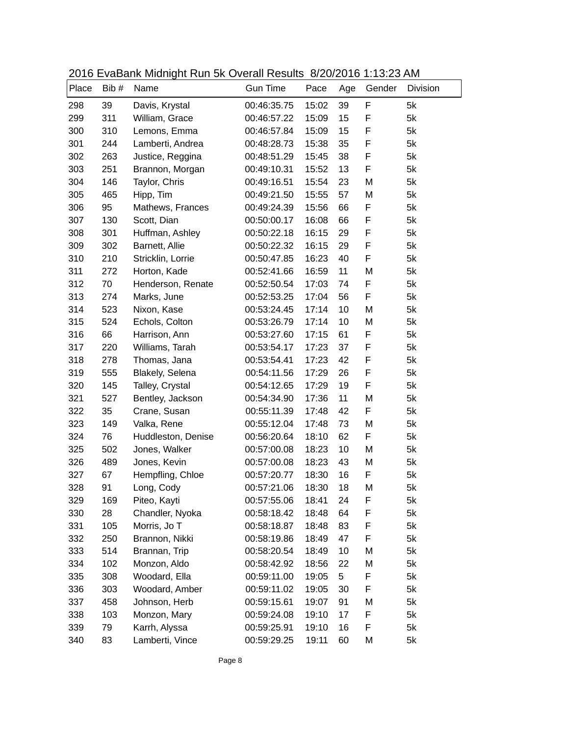2016 EvaBank Midnight Run 5k Overall Results 8/20/2016 1:13:23 AM

| Place | Bib # | Name | Gun Time | Pace | Age | Gender | Division |
|---|---|---|---|---|---|---|---|
| 298 | 39 | Davis, Krystal | 00:46:35.75 | 15:02 | 39 | F | 5k |
| 299 | 311 | William, Grace | 00:46:57.22 | 15:09 | 15 | F | 5k |
| 300 | 310 | Lemons, Emma | 00:46:57.84 | 15:09 | 15 | F | 5k |
| 301 | 244 | Lamberti, Andrea | 00:48:28.73 | 15:38 | 35 | F | 5k |
| 302 | 263 | Justice, Reggina | 00:48:51.29 | 15:45 | 38 | F | 5k |
| 303 | 251 | Brannon, Morgan | 00:49:10.31 | 15:52 | 13 | F | 5k |
| 304 | 146 | Taylor, Chris | 00:49:16.51 | 15:54 | 23 | M | 5k |
| 305 | 465 | Hipp, Tim | 00:49:21.50 | 15:55 | 57 | M | 5k |
| 306 | 95 | Mathews, Frances | 00:49:24.39 | 15:56 | 66 | F | 5k |
| 307 | 130 | Scott, Dian | 00:50:00.17 | 16:08 | 66 | F | 5k |
| 308 | 301 | Huffman, Ashley | 00:50:22.18 | 16:15 | 29 | F | 5k |
| 309 | 302 | Barnett, Allie | 00:50:22.32 | 16:15 | 29 | F | 5k |
| 310 | 210 | Stricklin, Lorrie | 00:50:47.85 | 16:23 | 40 | F | 5k |
| 311 | 272 | Horton, Kade | 00:52:41.66 | 16:59 | 11 | M | 5k |
| 312 | 70 | Henderson, Renate | 00:52:50.54 | 17:03 | 74 | F | 5k |
| 313 | 274 | Marks, June | 00:52:53.25 | 17:04 | 56 | F | 5k |
| 314 | 523 | Nixon, Kase | 00:53:24.45 | 17:14 | 10 | M | 5k |
| 315 | 524 | Echols, Colton | 00:53:26.79 | 17:14 | 10 | M | 5k |
| 316 | 66 | Harrison, Ann | 00:53:27.60 | 17:15 | 61 | F | 5k |
| 317 | 220 | Williams, Tarah | 00:53:54.17 | 17:23 | 37 | F | 5k |
| 318 | 278 | Thomas, Jana | 00:53:54.41 | 17:23 | 42 | F | 5k |
| 319 | 555 | Blakely, Selena | 00:54:11.56 | 17:29 | 26 | F | 5k |
| 320 | 145 | Talley, Crystal | 00:54:12.65 | 17:29 | 19 | F | 5k |
| 321 | 527 | Bentley, Jackson | 00:54:34.90 | 17:36 | 11 | M | 5k |
| 322 | 35 | Crane, Susan | 00:55:11.39 | 17:48 | 42 | F | 5k |
| 323 | 149 | Valka, Rene | 00:55:12.04 | 17:48 | 73 | M | 5k |
| 324 | 76 | Huddleston, Denise | 00:56:20.64 | 18:10 | 62 | F | 5k |
| 325 | 502 | Jones, Walker | 00:57:00.08 | 18:23 | 10 | M | 5k |
| 326 | 489 | Jones, Kevin | 00:57:00.08 | 18:23 | 43 | M | 5k |
| 327 | 67 | Hempfling, Chloe | 00:57:20.77 | 18:30 | 16 | F | 5k |
| 328 | 91 | Long, Cody | 00:57:21.06 | 18:30 | 18 | M | 5k |
| 329 | 169 | Piteo, Kayti | 00:57:55.06 | 18:41 | 24 | F | 5k |
| 330 | 28 | Chandler, Nyoka | 00:58:18.42 | 18:48 | 64 | F | 5k |
| 331 | 105 | Morris, Jo T | 00:58:18.87 | 18:48 | 83 | F | 5k |
| 332 | 250 | Brannon, Nikki | 00:58:19.86 | 18:49 | 47 | F | 5k |
| 333 | 514 | Brannan, Trip | 00:58:20.54 | 18:49 | 10 | M | 5k |
| 334 | 102 | Monzon, Aldo | 00:58:42.92 | 18:56 | 22 | M | 5k |
| 335 | 308 | Woodard, Ella | 00:59:11.00 | 19:05 | 5 | F | 5k |
| 336 | 303 | Woodard, Amber | 00:59:11.02 | 19:05 | 30 | F | 5k |
| 337 | 458 | Johnson, Herb | 00:59:15.61 | 19:07 | 91 | M | 5k |
| 338 | 103 | Monzon, Mary | 00:59:24.08 | 19:10 | 17 | F | 5k |
| 339 | 79 | Karrh, Alyssa | 00:59:25.91 | 19:10 | 16 | F | 5k |
| 340 | 83 | Lamberti, Vince | 00:59:29.25 | 19:11 | 60 | M | 5k |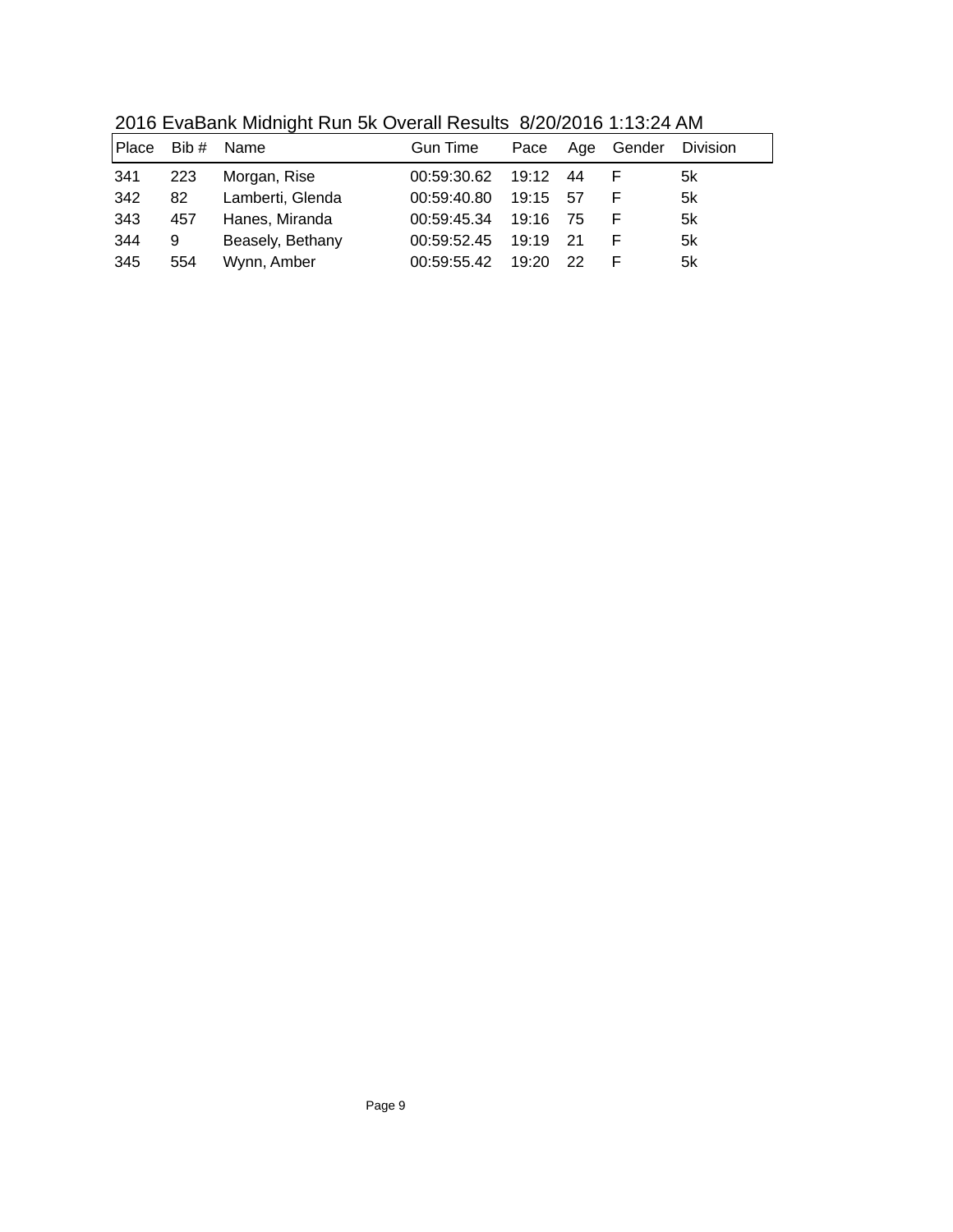2016 EvaBank Midnight Run 5k Overall Results 8/20/2016 1:13:24 AM

| Place | Bib # | Name | Gun Time | Pace | Age | Gender | Division |
|---|---|---|---|---|---|---|---|
| 341 | 223 | Morgan, Rise | 00:59:30.62 | 19:12 | 44 | F | 5k |
| 342 | 82 | Lamberti, Glenda | 00:59:40.80 | 19:15 | 57 | F | 5k |
| 343 | 457 | Hanes, Miranda | 00:59:45.34 | 19:16 | 75 | F | 5k |
| 344 | 9 | Beasely, Bethany | 00:59:52.45 | 19:19 | 21 | F | 5k |
| 345 | 554 | Wynn, Amber | 00:59:55.42 | 19:20 | 22 | F | 5k |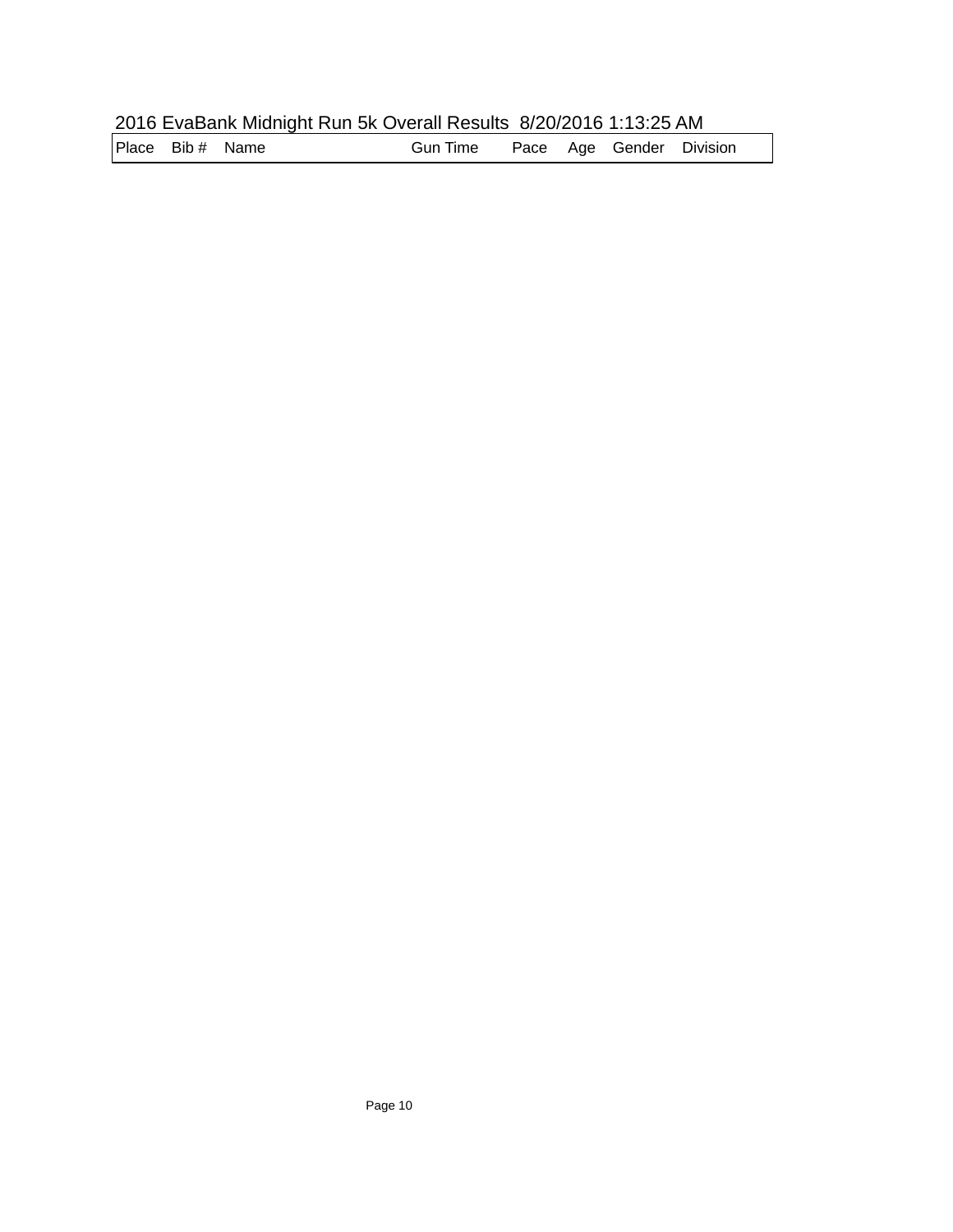2016 EvaBank Midnight Run 5k Overall Results 8/20/2016 1:13:25 AM

| Place | Bib # | Name | Gun Time | Pace | Age | Gender | Division |
|---|---|---|---|---|---|---|---|